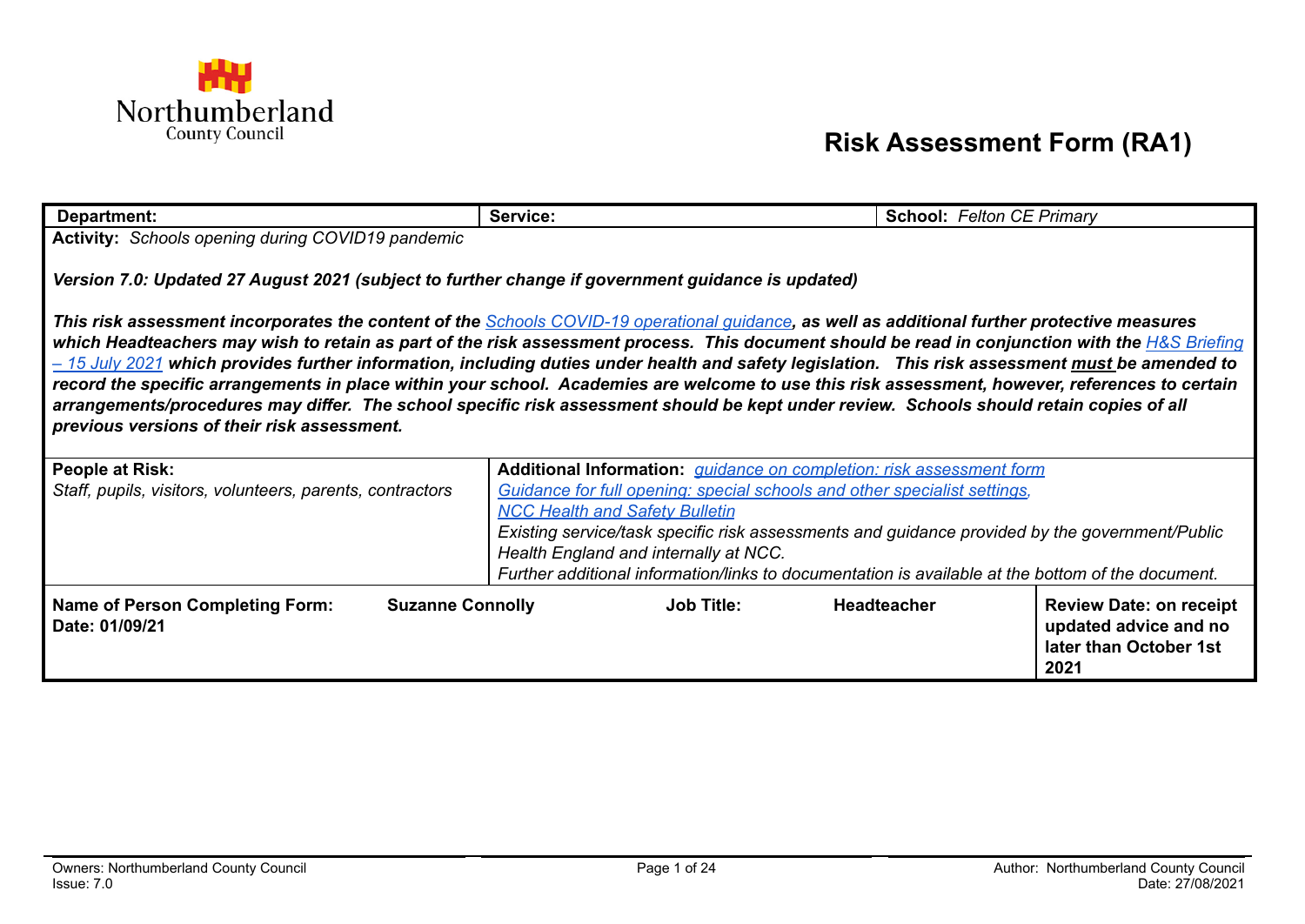Northumberland County Council

# Risk Assessment Form (RA1)

| **Department:** | **Service:** | **School:** *Felton CE Primary* |
|---|---|---|

**Activity:** *Schools opening during COVID19 pandemic*

***Version 7.0: Updated 27 August 2021 (subject to further change if government guidance is updated)***

***This risk assessment incorporates the content of the [Schools COVID-19 operational guidance](), as well as additional further protective measures which Headteachers may wish to retain as part of the risk assessment process. This document should be read in conjunction with the [H&S Briefing – 15 July 2021]() which provides further information, including duties under health and safety legislation. This risk assessment <u>must</u> be amended to record the specific arrangements in place within your school. Academies are welcome to use this risk assessment, however, references to certain arrangements/procedures may differ. The school specific risk assessment should be kept under review. Schools should retain copies of all previous versions of their risk assessment.***

| **People at Risk:** | **Additional Information:** |
|---|---|
| *Staff, pupils, visitors, volunteers, parents, contractors* | *[guidance on completion: risk assessment form]()*<br>*[Guidance for full opening: special schools and other specialist settings,]()*<br>*[NCC Health and Safety Bulletin]()*<br>*Existing service/task specific risk assessments and guidance provided by the government/Public Health England and internally at NCC.*<br>*Further additional information/links to documentation is available at the bottom of the document.* |

| **Name of Person Completing Form:** | **Suzanne Connolly** | **Job Title:** | **Headteacher** | **Review Date: on receipt updated advice and no later than October 1st 2021** |
|---|---|---|---|---|
| **Date: 01/09/21** | | | | |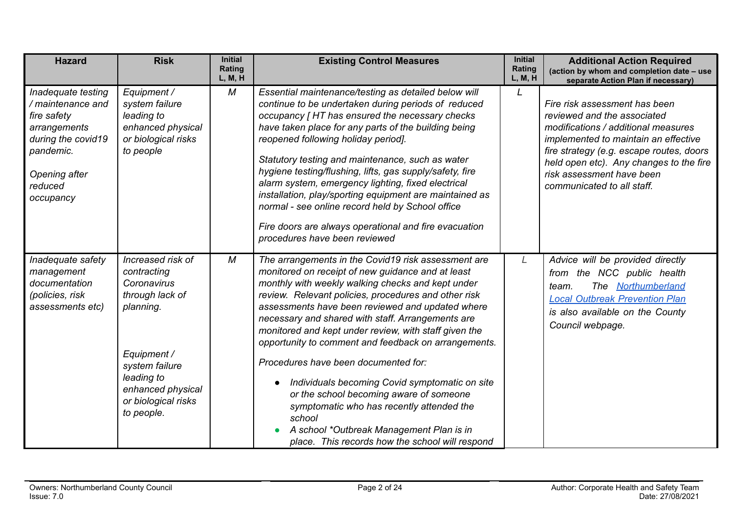| Hazard | Risk | Initial Rating L, M, H | Existing Control Measures | Initial Rating L, M, H | Additional Action Required (action by whom and completion date – use separate Action Plan if necessary) |
|---|---|---|---|---|---|
| *Inadequate testing / maintenance and fire safety arrangements during the covid19 pandemic.*<br><br>*Opening after reduced occupancy* | *Equipment / system failure leading to enhanced physical or biological risks to people* | *M* | *Essential maintenance/testing as detailed below will continue to be undertaken during periods of reduced occupancy [ HT has ensured the necessary checks have taken place for any parts of the building being reopened following holiday period].*<br><br>*Statutory testing and maintenance, such as water hygiene testing/flushing, lifts, gas supply/safety, fire alarm system, emergency lighting, fixed electrical installation, play/sporting equipment are maintained as normal - see online record held by School office*<br><br>*Fire doors are always operational and fire evacuation procedures have been reviewed* | *L* | *Fire risk assessment has been reviewed and the associated modifications / additional measures implemented to maintain an effective fire strategy (e.g. escape routes, doors held open etc). Any changes to the fire risk assessment have been communicated to all staff.* |
| *Inadequate safety management documentation (policies, risk assessments etc)* | *Increased risk of contracting Coronavirus through lack of planning.*<br><br>*Equipment / system failure leading to enhanced physical or biological risks to people.* | *M* | *The arrangements in the Covid19 risk assessment are monitored on receipt of new guidance and at least monthly with weekly walking checks and kept under review. Relevant policies, procedures and other risk assessments have been reviewed and updated where necessary and shared with staff. Arrangements are monitored and kept under review, with staff given the opportunity to comment and feedback on arrangements.*<br><br>*Procedures have been documented for:*<br>• *Individuals becoming Covid symptomatic on site or the school becoming aware of someone symptomatic who has recently attended the school*<br>• *A school *Outbreak Management Plan is in place. This records how the school will respond* | *L* | *Advice will be provided directly from the NCC public health team. The Northumberland Local Outbreak Prevention Plan is also available on the County Council webpage.* |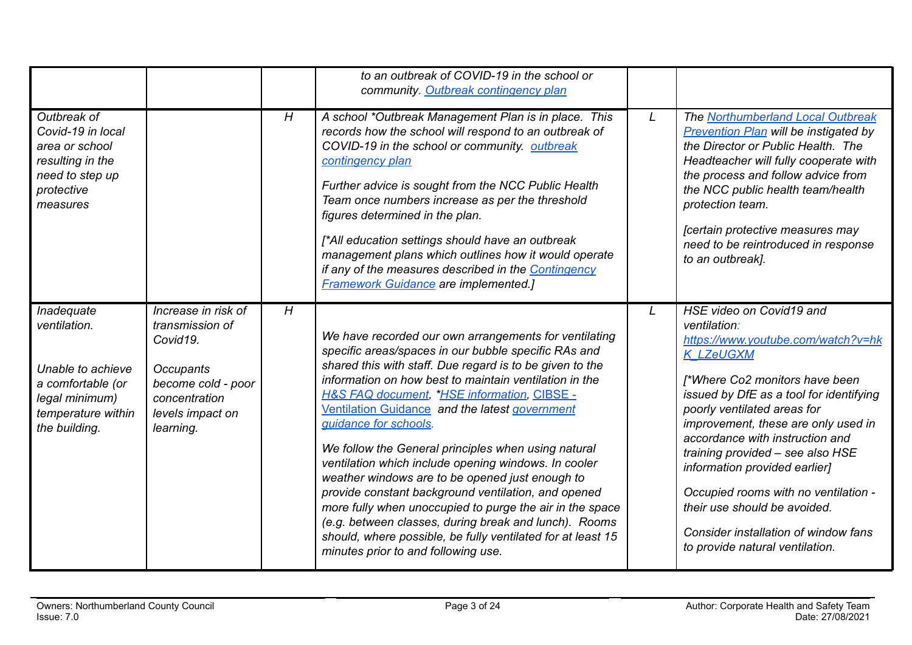| | | | | | |
|---|---|---|---|---|---|
| | | | *to an outbreak of COVID-19 in the school or community. Outbreak contingency plan* | | |
| *Outbreak of Covid-19 in local area or school resulting in the need to step up protective measures* | | *H* | *A school *Outbreak Management Plan is in place. This records how the school will respond to an outbreak of COVID-19 in the school or community. outbreak contingency plan*<br><br>*Further advice is sought from the NCC Public Health Team once numbers increase as per the threshold figures determined in the plan.*<br><br>*[*All education settings should have an outbreak management plans which outlines how it would operate if any of the measures described in the Contingency Framework Guidance are implemented.]* | *L* | *The Northumberland Local Outbreak Prevention Plan will be instigated by the Director or Public Health. The Headteacher will fully cooperate with the process and follow advice from the NCC public health team/health protection team.*<br><br>*[certain protective measures may need to be reintroduced in response to an outbreak].* |
| *Inadequate ventilation.*<br><br>*Unable to achieve a comfortable (or legal minimum) temperature within the building.* | *Increase in risk of transmission of Covid19.*<br><br>*Occupants become cold - poor concentration levels impact on learning.* | *H* | *We have recorded our own arrangements for ventilating specific areas/spaces in our bubble specific RAs and shared this with staff. Due regard is to be given to the information on how best to maintain ventilation in the H&S FAQ document, *HSE information, CIBSE - Ventilation Guidance and the latest government guidance for schools.*<br><br>*We follow the General principles when using natural ventilation which include opening windows. In cooler weather windows are to be opened just enough to provide constant background ventilation, and opened more fully when unoccupied to purge the air in the space (e.g. between classes, during break and lunch). Rooms should, where possible, be fully ventilated for at least 15 minutes prior to and following use.* | *L* | *HSE video on Covid19 and ventilation: https://www.youtube.com/watch?v=hkK_LZeUGXM*<br><br>*[*Where Co2 monitors have been issued by DfE as a tool for identifying poorly ventilated areas for improvement, these are only used in accordance with instruction and training provided – see also HSE information provided earlier]*<br><br>*Occupied rooms with no ventilation - their use should be avoided.*<br><br>*Consider installation of window fans to provide natural ventilation.* |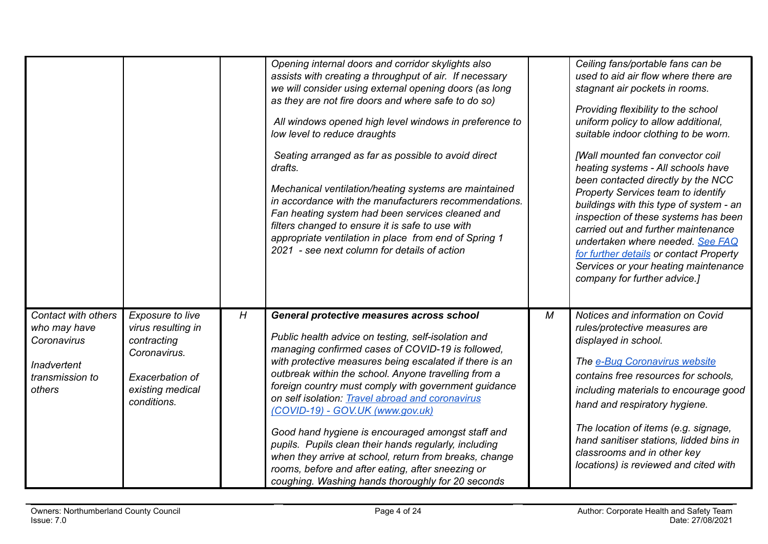| | | | | | |
|---|---|---|---|---|---|
| | | | *Opening internal doors and corridor skylights also assists with creating a throughput of air. If necessary we will consider using external opening doors (as long as they are not fire doors and where safe to do so)*<br><br>*All windows opened high level windows in preference to low level to reduce draughts*<br><br>*Seating arranged as far as possible to avoid direct drafts.*<br><br>*Mechanical ventilation/heating systems are maintained in accordance with the manufacturers recommendations. Fan heating system had been services cleaned and filters changed to ensure it is safe to use with appropriate ventilation in place from end of Spring 1 2021 - see next column for details of action* | | *Ceiling fans/portable fans can be used to aid air flow where there are stagnant air pockets in rooms.*<br><br>*Providing flexibility to the school uniform policy to allow additional, suitable indoor clothing to be worn.*<br><br>*[Wall mounted fan convector coil heating systems - All schools have been contacted directly by the NCC Property Services team to identify buildings with this type of system - an inspection of these systems has been carried out and further maintenance undertaken where needed. [See FAQ for further details]() or contact Property Services or your heating maintenance company for further advice.]* |
| *Contact with others who may have Coronavirus*<br><br>*Inadvertent transmission to others* | *Exposure to live virus resulting in contracting Coronavirus.*<br><br>*Exacerbation of existing medical conditions.* | *H* | ***General protective measures across school***<br><br>*Public health advice on testing, self-isolation and managing confirmed cases of COVID-19 is followed, with protective measures being escalated if there is an outbreak within the school. Anyone travelling from a foreign country must comply with government guidance on self isolation: [Travel abroad and coronavirus (COVID-19) - GOV.UK (www.gov.uk)]()*<br><br>*Good hand hygiene is encouraged amongst staff and pupils. Pupils clean their hands regularly, including when they arrive at school, return from breaks, change rooms, before and after eating, after sneezing or coughing. Washing hands thoroughly for 20 seconds* | *M* | *Notices and information on Covid rules/protective measures are displayed in school.*<br><br>*The [e-Bug Coronavirus website]() contains free resources for schools, including materials to encourage good hand and respiratory hygiene.*<br><br>*The location of items (e.g. signage, hand sanitiser stations, lidded bins in classrooms and in other key locations) is reviewed and cited with* |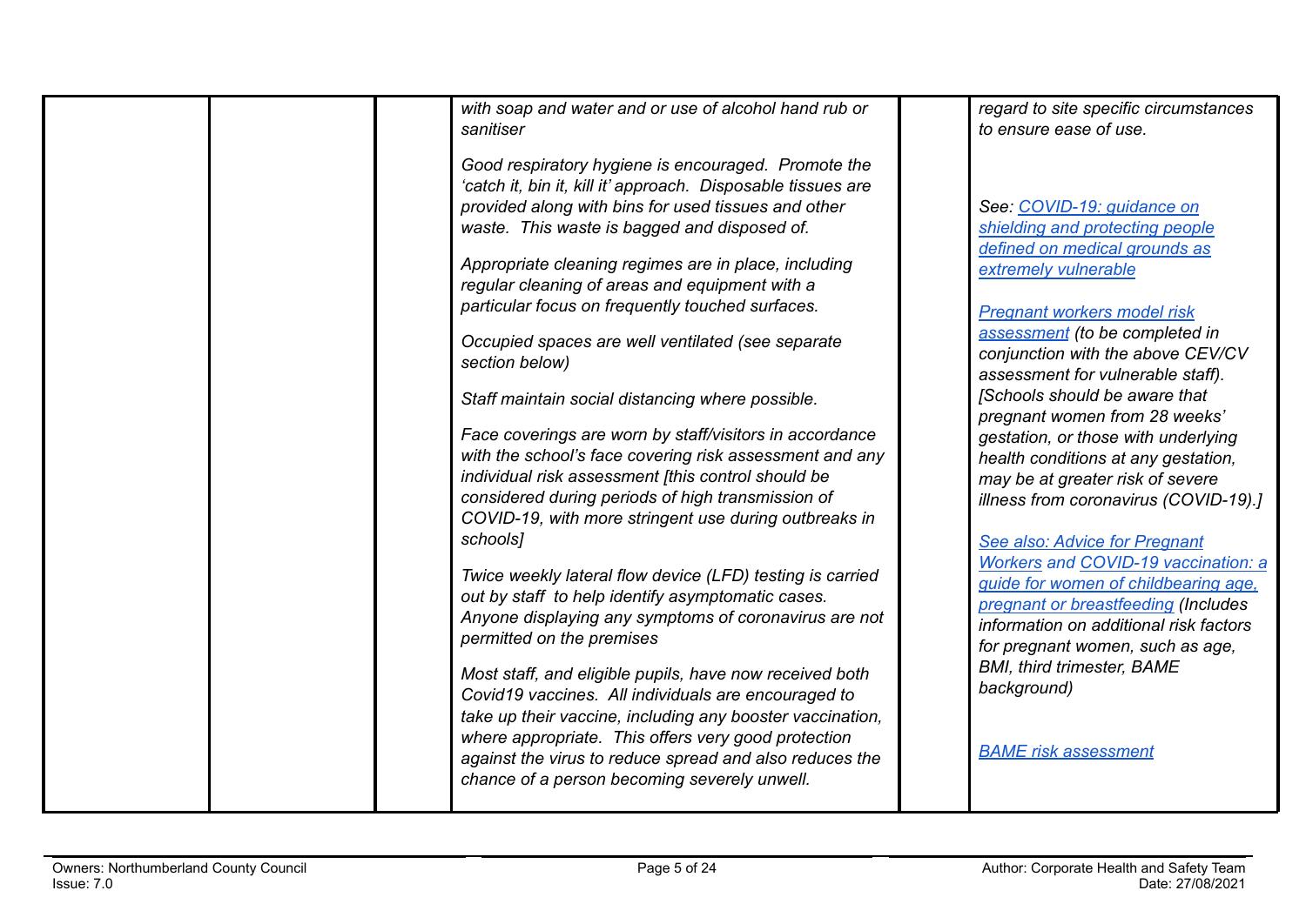| | | | | | |
|---|---|---|---|---|---|
| | | | *with soap and water and or use of alcohol hand rub or sanitiser*<br><br>*Good respiratory hygiene is encouraged. Promote the 'catch it, bin it, kill it' approach. Disposable tissues are provided along with bins for used tissues and other waste. This waste is bagged and disposed of.*<br><br>*Appropriate cleaning regimes are in place, including regular cleaning of areas and equipment with a particular focus on frequently touched surfaces.*<br><br>*Occupied spaces are well ventilated (see separate section below)*<br><br>*Staff maintain social distancing where possible.*<br><br>*Face coverings are worn by staff/visitors in accordance with the school's face covering risk assessment and any individual risk assessment [this control should be considered during periods of high transmission of COVID-19, with more stringent use during outbreaks in schools]*<br><br>*Twice weekly lateral flow device (LFD) testing is carried out by staff to help identify asymptomatic cases. Anyone displaying any symptoms of coronavirus are not permitted on the premises*<br><br>*Most staff, and eligible pupils, have now received both Covid19 vaccines. All individuals are encouraged to take up their vaccine, including any booster vaccination, where appropriate. This offers very good protection against the virus to reduce spread and also reduces the chance of a person becoming severely unwell.* | | *regard to site specific circumstances to ensure ease of use.*<br><br>*See: COVID-19: guidance on shielding and protecting people defined on medical grounds as extremely vulnerable*<br><br>*Pregnant workers model risk assessment (to be completed in conjunction with the above CEV/CV assessment for vulnerable staff). [Schools should be aware that pregnant women from 28 weeks' gestation, or those with underlying health conditions at any gestation, may be at greater risk of severe illness from coronavirus (COVID-19).]*<br><br>*See also: Advice for Pregnant Workers and COVID-19 vaccination: a guide for women of childbearing age, pregnant or breastfeeding (Includes information on additional risk factors for pregnant women, such as age, BMI, third trimester, BAME background)*<br><br>*BAME risk assessment* |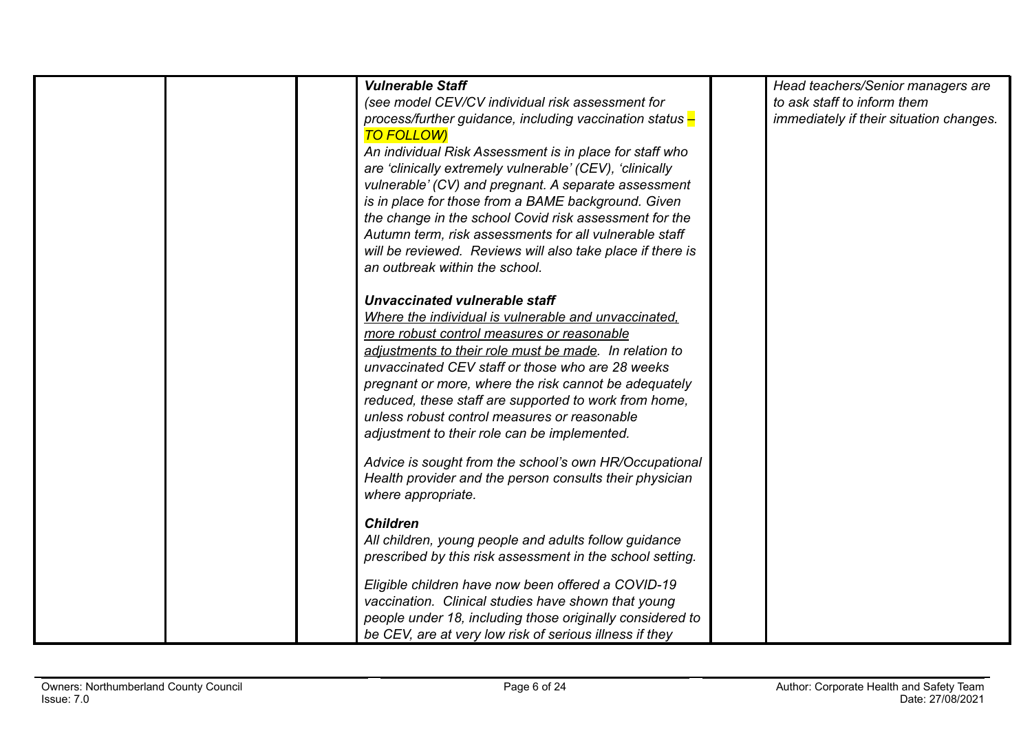| | | | | | |
|---|---|---|---|---|---|
| | | | ***Vulnerable Staff***<br>*(see model CEV/CV individual risk assessment for process/further guidance, including vaccination status – TO FOLLOW)*<br>*An individual Risk Assessment is in place for staff who are 'clinically extremely vulnerable' (CEV), 'clinically vulnerable' (CV) and pregnant. A separate assessment is in place for those from a BAME background. Given the change in the school Covid risk assessment for the Autumn term, risk assessments for all vulnerable staff will be reviewed. Reviews will also take place if there is an outbreak within the school.*<br><br>***Unvaccinated vulnerable staff***<br>*<u>Where the individual is vulnerable and unvaccinated, more robust control measures or reasonable adjustments to their role must be made</u>. In relation to unvaccinated CEV staff or those who are 28 weeks pregnant or more, where the risk cannot be adequately reduced, these staff are supported to work from home, unless robust control measures or reasonable adjustment to their role can be implemented.*<br><br>*Advice is sought from the school's own HR/Occupational Health provider and the person consults their physician where appropriate.*<br><br>***Children***<br>*All children, young people and adults follow guidance prescribed by this risk assessment in the school setting.*<br><br>*Eligible children have now been offered a COVID-19 vaccination. Clinical studies have shown that young people under 18, including those originally considered to be CEV, are at very low risk of serious illness if they* | | *Head teachers/Senior managers are to ask staff to inform them immediately if their situation changes.* |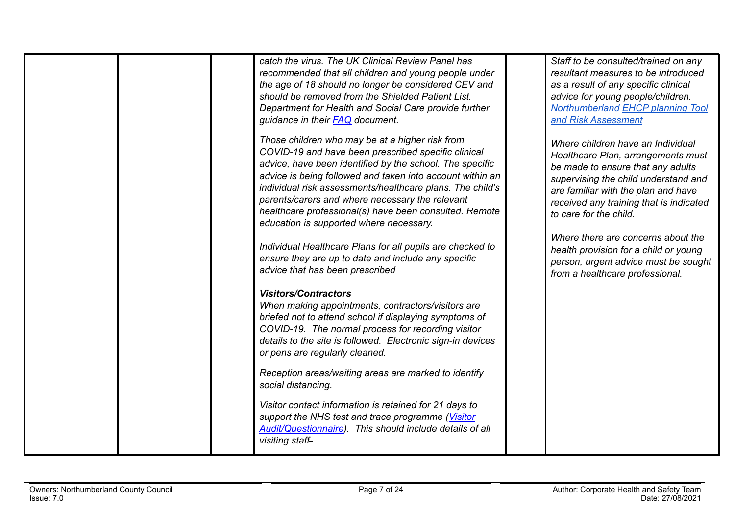| | | | | | |
|---|---|---|---|---|---|
| | | | *catch the virus. The UK Clinical Review Panel has recommended that all children and young people under the age of 18 should no longer be considered CEV and should be removed from the Shielded Patient List. Department for Health and Social Care provide further guidance in their FAQ document.*<br><br>*Those children who may be at a higher risk from COVID-19 and have been prescribed specific clinical advice, have been identified by the school. The specific advice is being followed and taken into account within an individual risk assessments/healthcare plans. The child's parents/carers and where necessary the relevant healthcare professional(s) have been consulted. Remote education is supported where necessary.*<br><br>*Individual Healthcare Plans for all pupils are checked to ensure they are up to date and include any specific advice that has been prescribed*<br><br>***Visitors/Contractors***<br>*When making appointments, contractors/visitors are briefed not to attend school if displaying symptoms of COVID-19. The normal process for recording visitor details to the site is followed. Electronic sign-in devices or pens are regularly cleaned.*<br><br>*Reception areas/waiting areas are marked to identify social distancing.*<br><br>*Visitor contact information is retained for 21 days to support the NHS test and trace programme (Visitor Audit/Questionnaire). This should include details of all visiting staff.* | | *Staff to be consulted/trained on any resultant measures to be introduced as a result of any specific clinical advice for young people/children.* *Northumberland EHCP planning Tool and Risk Assessment*<br><br>*Where children have an Individual Healthcare Plan, arrangements must be made to ensure that any adults supervising the child understand and are familiar with the plan and have received any training that is indicated to care for the child.*<br><br>*Where there are concerns about the health provision for a child or young person, urgent advice must be sought from a healthcare professional.* |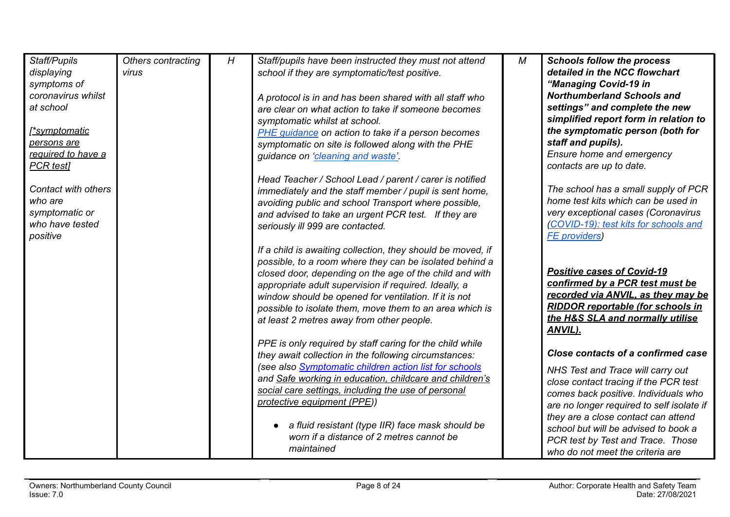| | | | | | |
|---|---|---|---|---|---|
| *Staff/Pupils displaying symptoms of coronavirus whilst at school*<br><br>*[\*symptomatic persons are required to have a PCR test]*<br><br>*Contact with others who are symptomatic or who have tested positive* | *Others contracting virus* | *H* | *Staff/pupils have been instructed they must not attend school if they are symptomatic/test positive.*<br><br>*A protocol is in and has been shared with all staff who are clear on what action to take if someone becomes symptomatic whilst at school.*<br>*PHE guidance on action to take if a person becomes symptomatic on site is followed along with the PHE guidance on 'cleaning and waste'.*<br><br>*Head Teacher / School Lead / parent / carer is notified immediately and the staff member / pupil is sent home, avoiding public and school Transport where possible, and advised to take an urgent PCR test. If they are seriously ill 999 are contacted.*<br><br>*If a child is awaiting collection, they should be moved, if possible, to a room where they can be isolated behind a closed door, depending on the age of the child and with appropriate adult supervision if required. Ideally, a window should be opened for ventilation. If it is not possible to isolate them, move them to an area which is at least 2 metres away from other people.*<br><br>*PPE is only required by staff caring for the child while they await collection in the following circumstances: (see also Symptomatic children action list for schools and Safe working in education, childcare and children's social care settings, including the use of personal protective equipment (PPE))*<br><br>• *a fluid resistant (type IIR) face mask should be worn if a distance of 2 metres cannot be maintained* | *M* | ***Schools follow the process detailed in the NCC flowchart "Managing Covid-19 in Northumberland Schools and settings" and complete the new simplified report form in relation to the symptomatic person (both for staff and pupils).***<br>*Ensure home and emergency contacts are up to date.*<br><br>*The school has a small supply of PCR home test kits which can be used in very exceptional cases (Coronavirus (COVID-19): test kits for schools and FE providers)*<br><br>***Positive cases of Covid-19 confirmed by a PCR test must be recorded via ANVIL, as they may be RIDDOR reportable (for schools in the H&S SLA and normally utilise ANVIL).***<br><br>***Close contacts of a confirmed case***<br><br>*NHS Test and Trace will carry out close contact tracing if the PCR test comes back positive. Individuals who are no longer required to self isolate if they are a close contact can attend school but will be advised to book a PCR test by Test and Trace. Those who do not meet the criteria are* |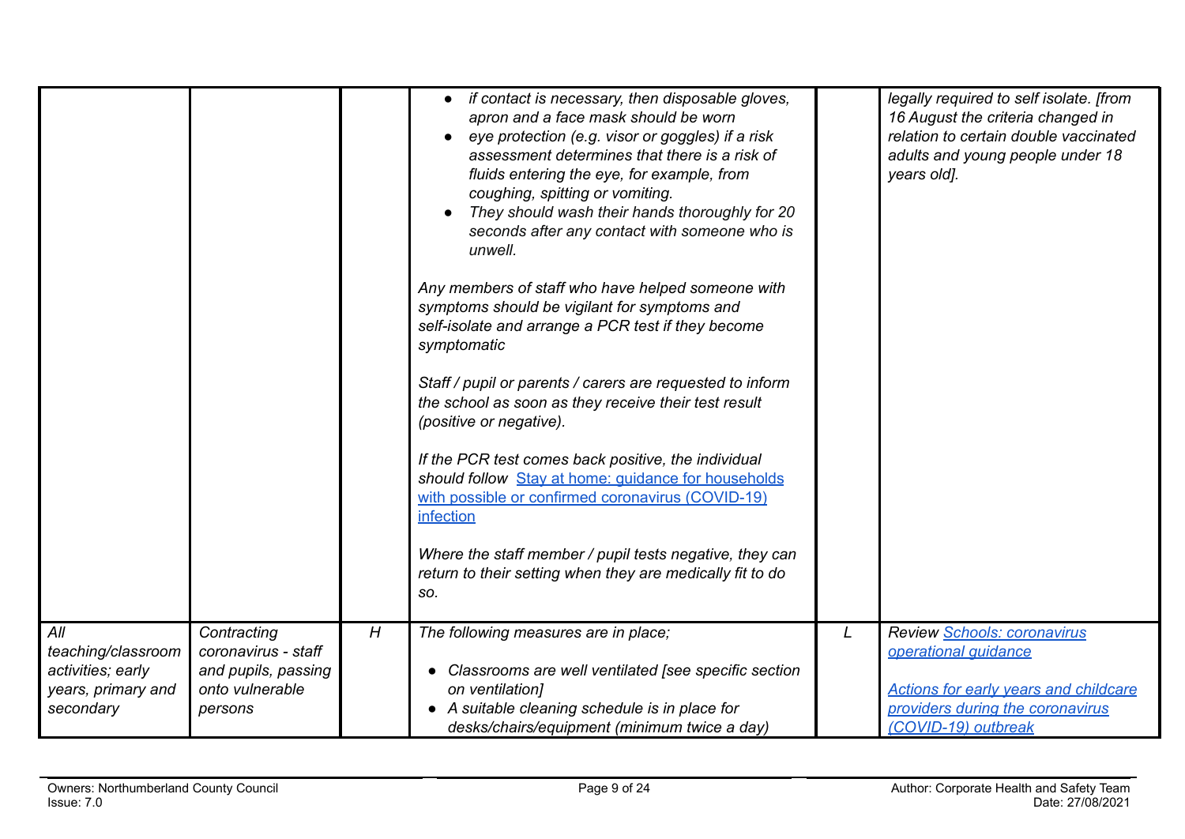| | | | | | |
|---|---|---|---|---|---|
| | | | • *if contact is necessary, then disposable gloves, apron and a face mask should be worn*<br>• *eye protection (e.g. visor or goggles) if a risk assessment determines that there is a risk of fluids entering the eye, for example, from coughing, spitting or vomiting.*<br>• *They should wash their hands thoroughly for 20 seconds after any contact with someone who is unwell.*<br><br>*Any members of staff who have helped someone with symptoms should be vigilant for symptoms and self-isolate and arrange a PCR test if they become symptomatic*<br><br>*Staff / pupil or parents / carers are requested to inform the school as soon as they receive their test result (positive or negative).*<br><br>*If the PCR test comes back positive, the individual should follow* [Stay at home: guidance for households with possible or confirmed coronavirus (COVID-19) infection]()<br><br>*Where the staff member / pupil tests negative, they can return to their setting when they are medically fit to do so.* | | *legally required to self isolate. [from 16 August the criteria changed in relation to certain double vaccinated adults and young people under 18 years old].* |
| *All teaching/classroom activities; early years, primary and secondary* | *Contracting coronavirus - staff and pupils, passing onto vulnerable persons* | *H* | *The following measures are in place;*<br><br>• *Classrooms are well ventilated [see specific section on ventilation]*<br>• *A suitable cleaning schedule is in place for desks/chairs/equipment (minimum twice a day)* | *L* | *Review* [Schools: coronavirus operational guidance]()<br><br>[*Actions for early years and childcare providers during the coronavirus (COVID-19) outbreak*]() |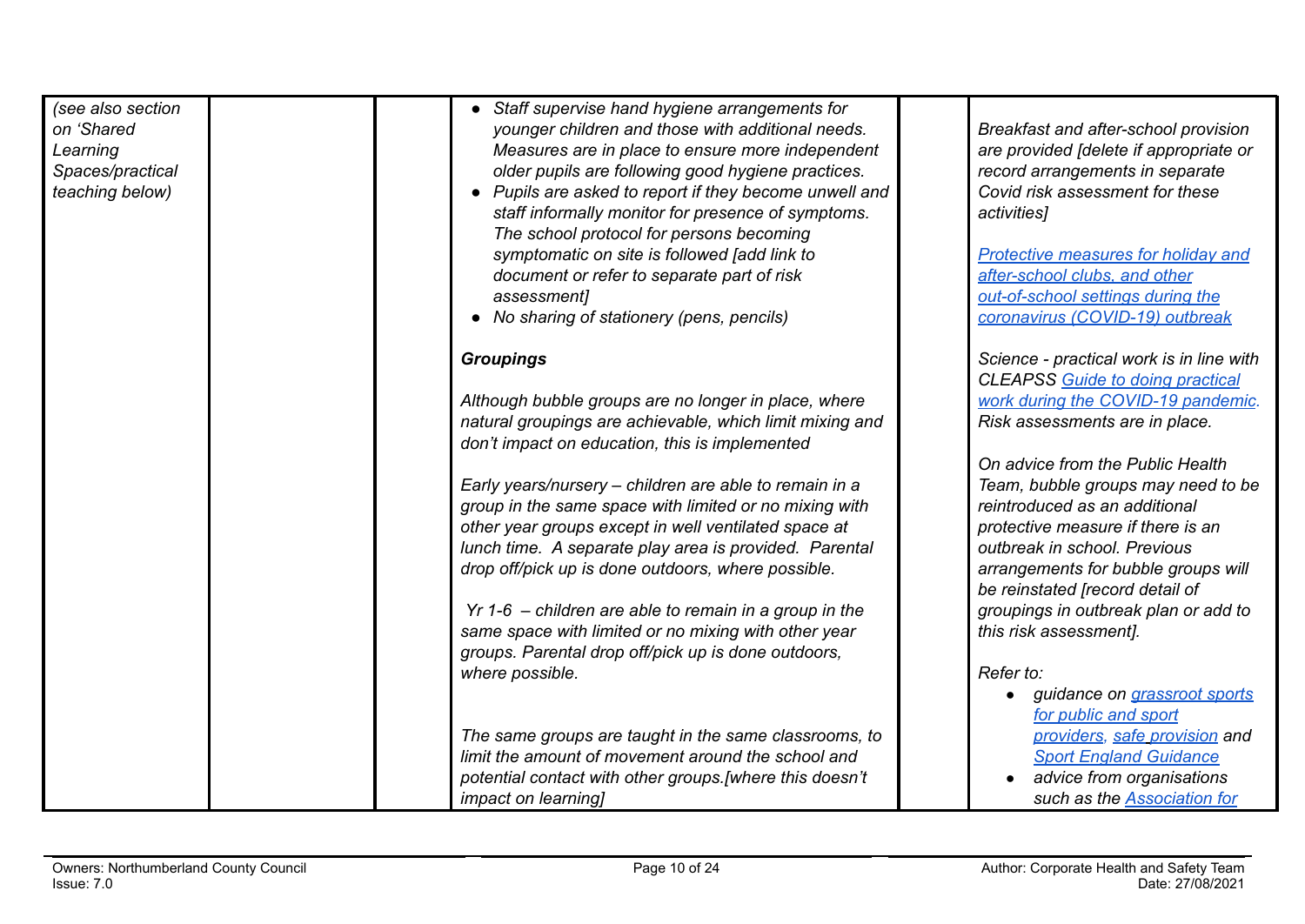| | | | | | |
|---|---|---|---|---|---|
| *(see also section on 'Shared Learning Spaces/practical teaching below)* | | | • *Staff supervise hand hygiene arrangements for younger children and those with additional needs. Measures are in place to ensure more independent older pupils are following good hygiene practices.*<br>• *Pupils are asked to report if they become unwell and staff informally monitor for presence of symptoms. The school protocol for persons becoming symptomatic on site is followed [add link to document or refer to separate part of risk assessment]*<br>• *No sharing of stationery (pens, pencils)*<br><br>***Groupings***<br><br>*Although bubble groups are no longer in place, where natural groupings are achievable, which limit mixing and don't impact on education, this is implemented*<br><br>*Early years/nursery – children are able to remain in a group in the same space with limited or no mixing with other year groups except in well ventilated space at lunch time. A separate play area is provided. Parental drop off/pick up is done outdoors, where possible.*<br><br>*Yr 1-6 – children are able to remain in a group in the same space with limited or no mixing with other year groups. Parental drop off/pick up is done outdoors, where possible.*<br><br>*The same groups are taught in the same classrooms, to limit the amount of movement around the school and potential contact with other groups.[where this doesn't impact on learning]* | | *Breakfast and after-school provision are provided [delete if appropriate or record arrangements in separate Covid risk assessment for these activities]*<br><br>*Protective measures for holiday and after-school clubs, and other out-of-school settings during the coronavirus (COVID-19) outbreak*<br><br>*Science - practical work is in line with CLEAPSS Guide to doing practical work during the COVID-19 pandemic. Risk assessments are in place.*<br><br>*On advice from the Public Health Team, bubble groups may need to be reintroduced as an additional protective measure if there is an outbreak in school. Previous arrangements for bubble groups will be reinstated [record detail of groupings in outbreak plan or add to this risk assessment].*<br><br>*Refer to:*<br>• *guidance on grassroot sports for public and sport providers, safe provision and Sport England Guidance*<br>• *advice from organisations such as the Association for* |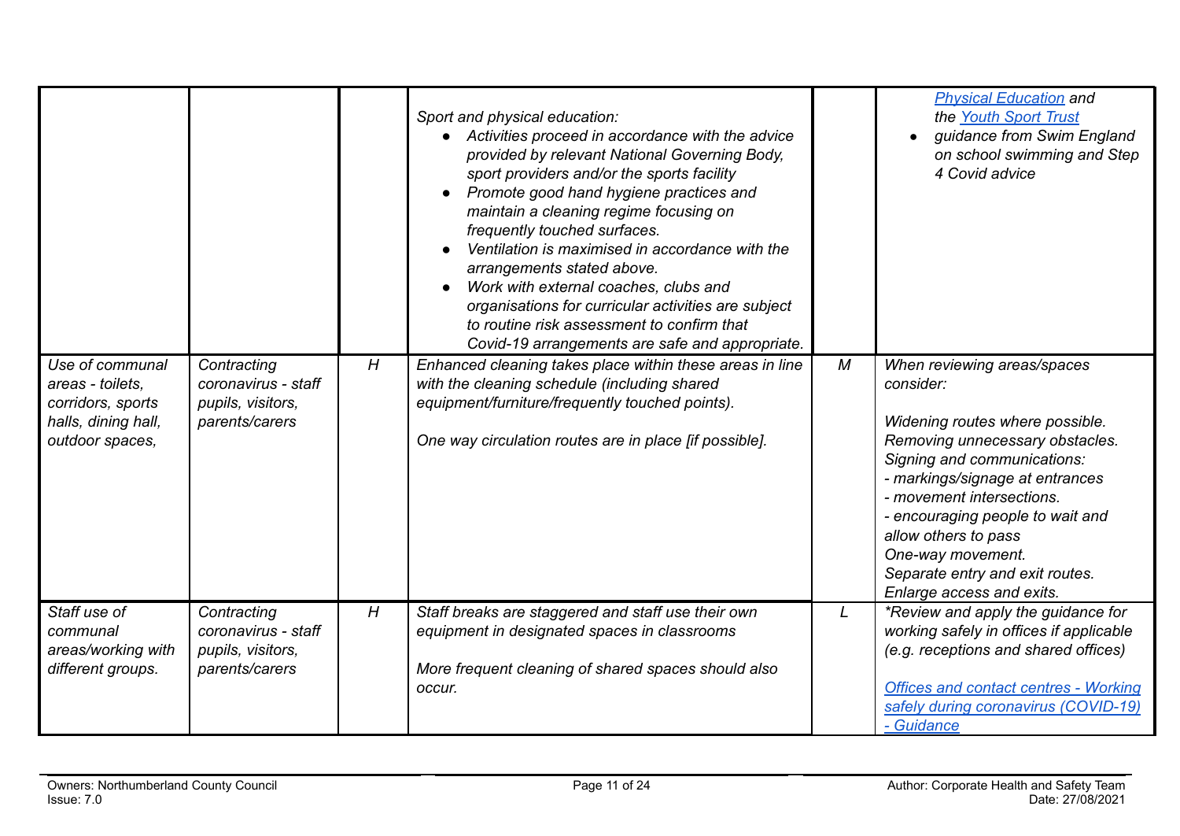| | | | | | |
|---|---|---|---|---|---|
| | | | *Sport and physical education:*<br>• *Activities proceed in accordance with the advice provided by relevant National Governing Body, sport providers and/or the sports facility*<br>• *Promote good hand hygiene practices and maintain a cleaning regime focusing on frequently touched surfaces.*<br>• *Ventilation is maximised in accordance with the arrangements stated above.*<br>• *Work with external coaches, clubs and organisations for curricular activities are subject to routine risk assessment to confirm that Covid-19 arrangements are safe and appropriate.* | | *[Physical Education](#) and the [Youth Sport Trust](#)*<br>• *guidance from Swim England on school swimming and Step 4 Covid advice* |
| *Use of communal areas - toilets, corridors, sports halls, dining hall, outdoor spaces,* | *Contracting coronavirus - staff pupils, visitors, parents/carers* | *H* | *Enhanced cleaning takes place within these areas in line with the cleaning schedule (including shared equipment/furniture/frequently touched points).*<br><br>*One way circulation routes are in place [if possible].* | *M* | *When reviewing areas/spaces consider:*<br><br>*Widening routes where possible.*<br>*Removing unnecessary obstacles.*<br>*Signing and communications:*<br>*- markings/signage at entrances*<br>*- movement intersections.*<br>*- encouraging people to wait and allow others to pass*<br>*One-way movement.*<br>*Separate entry and exit routes.*<br>*Enlarge access and exits.* |
| *Staff use of communal areas/working with different groups.* | *Contracting coronavirus - staff pupils, visitors, parents/carers* | *H* | *Staff breaks are staggered and staff use their own equipment in designated spaces in classrooms*<br><br>*More frequent cleaning of shared spaces should also occur.* | *L* | **Review and apply the guidance for working safely in offices if applicable (e.g. receptions and shared offices)*<br><br>*[Offices and contact centres - Working safely during coronavirus (COVID-19) - Guidance](#)* |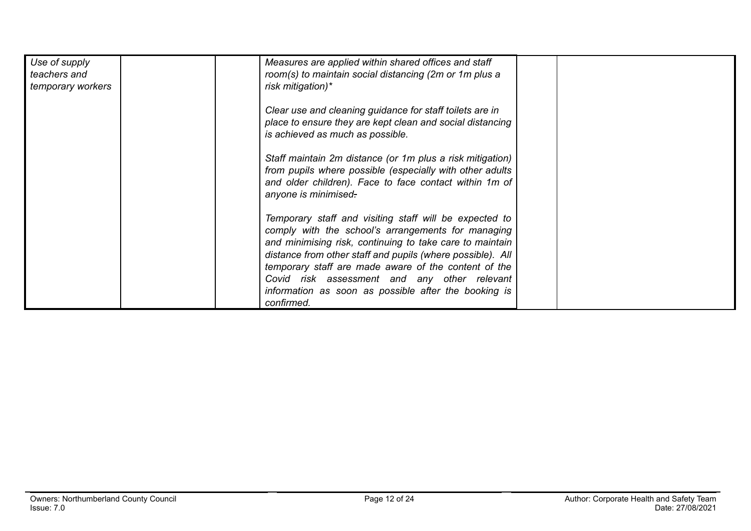| | | | | | |
|---|---|---|---|---|---|
| *Use of supply teachers and temporary workers* | | | *Measures are applied within shared offices and staff room(s) to maintain social distancing (2m or 1m plus a risk mitigation)** <br><br> *Clear use and cleaning guidance for staff toilets are in place to ensure they are kept clean and social distancing is achieved as much as possible.* <br><br> *Staff maintain 2m distance (or 1m plus a risk mitigation) from pupils where possible (especially with other adults and older children). Face to face contact within 1m of anyone is minimised.* <br><br> *Temporary staff and visiting staff will be expected to comply with the school's arrangements for managing and minimising risk, continuing to take care to maintain distance from other staff and pupils (where possible). All temporary staff are made aware of the content of the Covid risk assessment and any other relevant information as soon as possible after the booking is confirmed.* | | |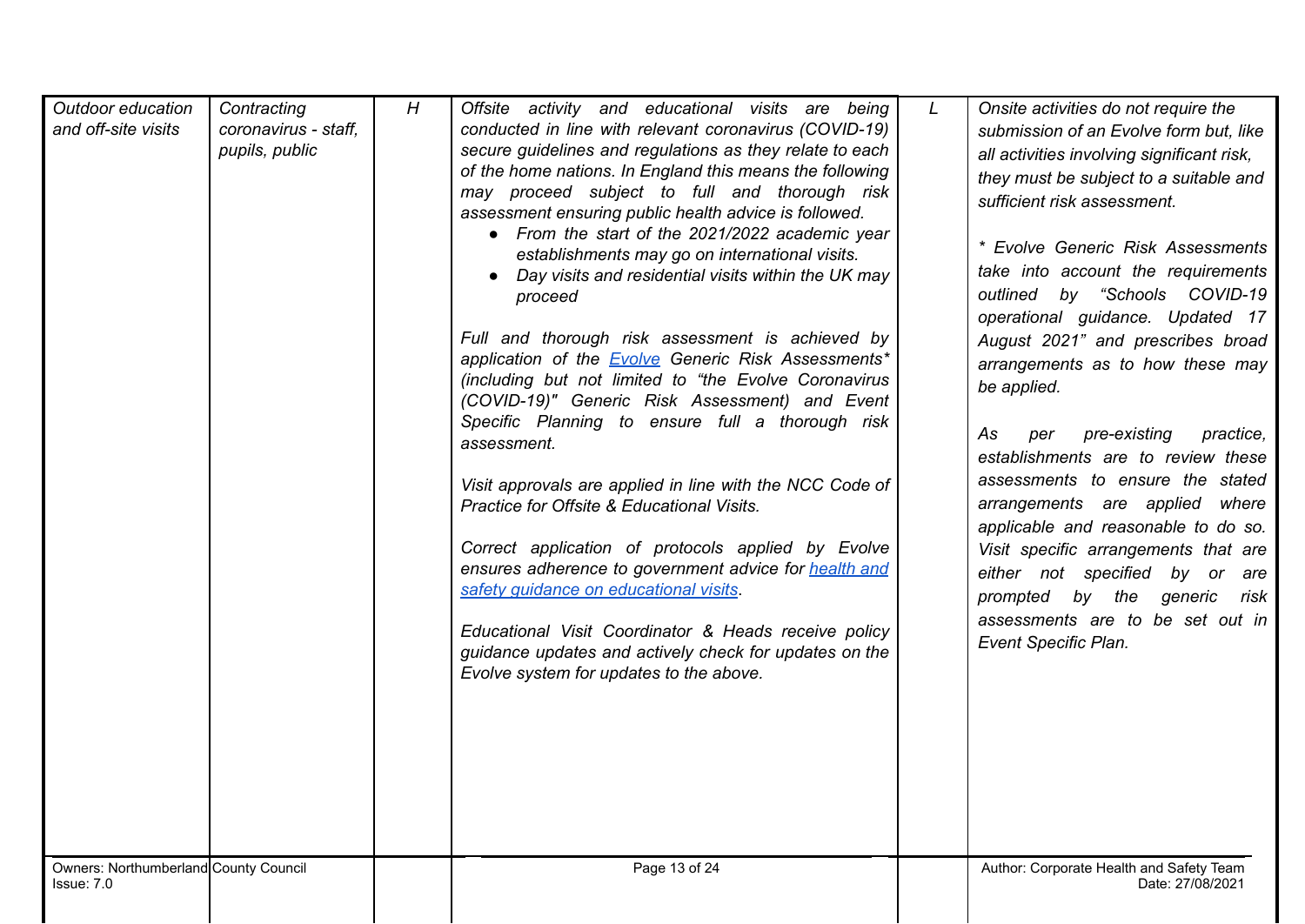| | | | | | |
|---|---|---|---|---|---|
| *Outdoor education and off-site visits* | *Contracting coronavirus - staff, pupils, public* | *H* | *Offsite activity and educational visits are being conducted in line with relevant coronavirus (COVID-19) secure guidelines and regulations as they relate to each of the home nations. In England this means the following may proceed subject to full and thorough risk assessment ensuring public health advice is followed.*<br>• *From the start of the 2021/2022 academic year establishments may go on international visits.*<br>• *Day visits and residential visits within the UK may proceed*<br><br>*Full and thorough risk assessment is achieved by application of the [Evolve](Evolve) Generic Risk Assessments\* (including but not limited to "the Evolve Coronavirus (COVID-19)" Generic Risk Assessment) and Event Specific Planning to ensure full a thorough risk assessment.*<br><br>*Visit approvals are applied in line with the NCC Code of Practice for Offsite & Educational Visits.*<br><br>*Correct application of protocols applied by Evolve ensures adherence to government advice for [health and safety guidance on educational visits](health and safety guidance on educational visits).*<br><br>*Educational Visit Coordinator & Heads receive policy guidance updates and actively check for updates on the Evolve system for updates to the above.* | *L* | *Onsite activities do not require the submission of an Evolve form but, like all activities involving significant risk, they must be subject to a suitable and sufficient risk assessment.*<br><br>*\* Evolve Generic Risk Assessments take into account the requirements outlined by "Schools COVID-19 operational guidance. Updated 17 August 2021" and prescribes broad arrangements as to how these may be applied.*<br><br>*As per pre-existing practice, establishments are to review these assessments to ensure the stated arrangements are applied where applicable and reasonable to do so. Visit specific arrangements that are either not specified by or are prompted by the generic risk assessments are to be set out in Event Specific Plan.* |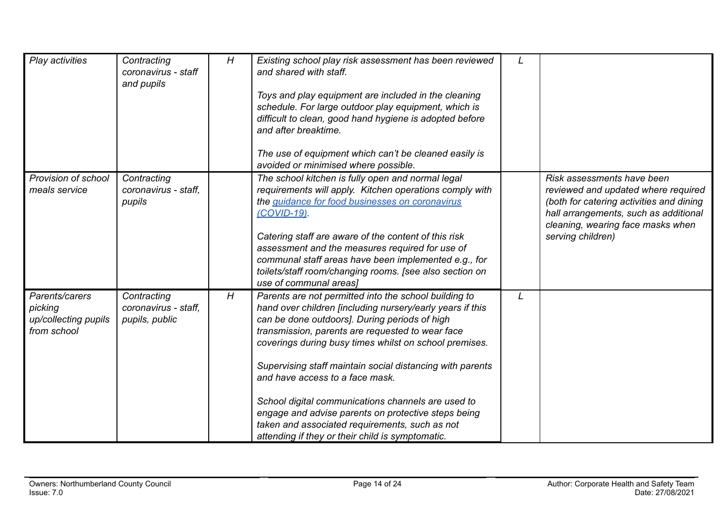| *Play activities* | *Contracting coronavirus - staff and pupils* | *H* | *Existing school play risk assessment has been reviewed and shared with staff.*<br><br>*Toys and play equipment are included in the cleaning schedule. For large outdoor play equipment, which is difficult to clean, good hand hygiene is adopted before and after breaktime.*<br><br>*The use of equipment which can't be cleaned easily is avoided or minimised where possible.* | *L* | |
|---|---|---|---|---|---|
| *Provision of school meals service* | *Contracting coronavirus - staff, pupils* | | *The school kitchen is fully open and normal legal requirements will apply. Kitchen operations comply with the [guidance for food businesses on coronavirus (COVID-19)](#).*<br><br>*Catering staff are aware of the content of this risk assessment and the measures required for use of communal staff areas have been implemented e.g., for toilets/staff room/changing rooms. [see also section on use of communal areas]* | | *Risk assessments have been reviewed and updated where required (both for catering activities and dining hall arrangements, such as additional cleaning, wearing face masks when serving children)* |
| *Parents/carers picking up/collecting pupils from school* | *Contracting coronavirus - staff, pupils, public* | *H* | *Parents are not permitted into the school building to hand over children [including nursery/early years if this can be done outdoors]. During periods of high transmission, parents are requested to wear face coverings during busy times whilst on school premises.*<br><br>*Supervising staff maintain social distancing with parents and have access to a face mask.*<br><br>*School digital communications channels are used to engage and advise parents on protective steps being taken and associated requirements, such as not attending if they or their child is symptomatic.* | *L* | |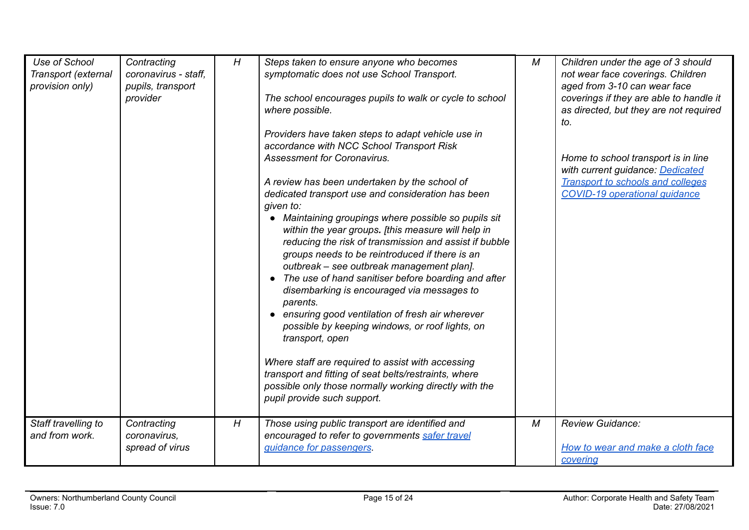| *Use of School Transport (external provision only)* | *Contracting coronavirus - staff, pupils, transport provider* | *H* | *Steps taken to ensure anyone who becomes symptomatic does not use School Transport.*<br><br>*The school encourages pupils to walk or cycle to school where possible.*<br><br>*Providers have taken steps to adapt vehicle use in accordance with NCC School Transport Risk Assessment for Coronavirus.*<br><br>*A review has been undertaken by the school of dedicated transport use and consideration has been given to:*<br>• *Maintaining groupings where possible so pupils sit within the year groups.* ***.*** *[this measure will help in reducing the risk of transmission and assist if bubble groups needs to be reintroduced if there is an outbreak – see outbreak management plan].*<br>• *The use of hand sanitiser before boarding and after disembarking is encouraged via messages to parents.*<br>• *ensuring good ventilation of fresh air wherever possible by keeping windows, or roof lights, on transport, open*<br><br>*Where staff are required to assist with accessing transport and fitting of seat belts/restraints, where possible only those normally working directly with the pupil provide such support.* | *M* | *Children under the age of 3 should not wear face coverings. Children aged from 3-10 can wear face coverings if they are able to handle it as directed, but they are not required to.*<br><br>*Home to school transport is in line with current guidance: [Dedicated Transport to schools and colleges COVID-19 operational guidance]* |
|---|---|---|---|---|---|
| *Staff travelling to and from work.* | *Contracting coronavirus, spread of virus* | *H* | *Those using public transport are identified and encouraged to refer to governments [safer travel guidance for passengers].* | *M* | *Review Guidance:*<br><br>*[How to wear and make a cloth face covering]* |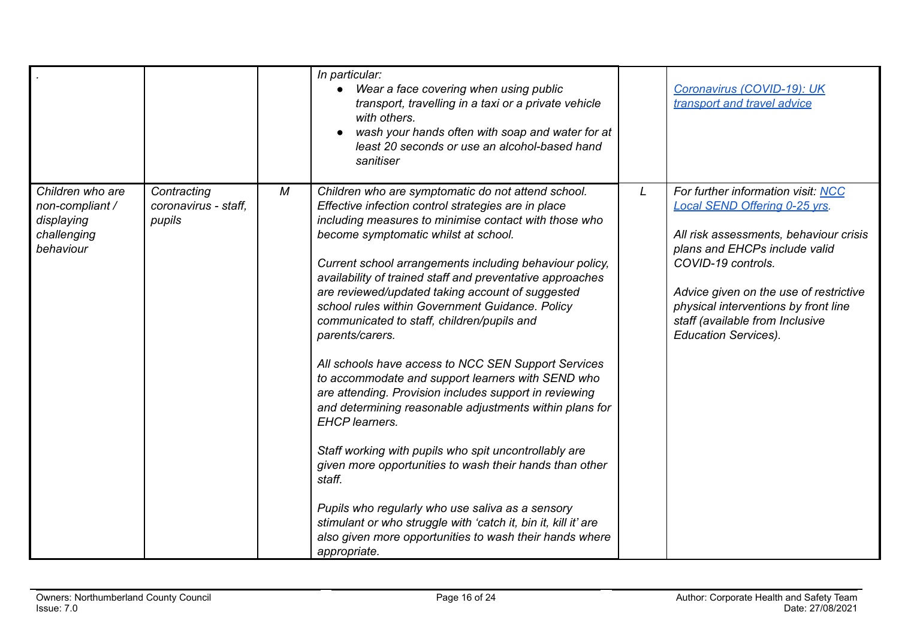| | | | | | |
|---|---|---|---|---|---|
| . | | | *In particular:*<br>● *Wear a face covering when using public transport, travelling in a taxi or a private vehicle with others.*<br>● *wash your hands often with soap and water for at least 20 seconds or use an alcohol-based hand sanitiser* | | *[Coronavirus (COVID-19): UK transport and travel advice]()* |
| *Children who are non-compliant / displaying challenging behaviour* | *Contracting coronavirus - staff, pupils* | *M* | *Children who are symptomatic do not attend school. Effective infection control strategies are in place including measures to minimise contact with those who become symptomatic whilst at school.*<br><br>*Current school arrangements including behaviour policy, availability of trained staff and preventative approaches are reviewed/updated taking account of suggested school rules within Government Guidance. Policy communicated to staff, children/pupils and parents/carers.*<br><br>*All schools have access to NCC SEN Support Services to accommodate and support learners with SEND who are attending. Provision includes support in reviewing and determining reasonable adjustments within plans for EHCP learners.*<br><br>*Staff working with pupils who spit uncontrollably are given more opportunities to wash their hands than other staff.*<br><br>*Pupils who regularly who use saliva as a sensory stimulant or who struggle with 'catch it, bin it, kill it' are also given more opportunities to wash their hands where appropriate.* | *L* | *For further information visit: [NCC Local SEND Offering 0-25 yrs]().*<br><br>*All risk assessments, behaviour crisis plans and EHCPs include valid COVID-19 controls.*<br><br>*Advice given on the use of restrictive physical interventions by front line staff (available from Inclusive Education Services).* |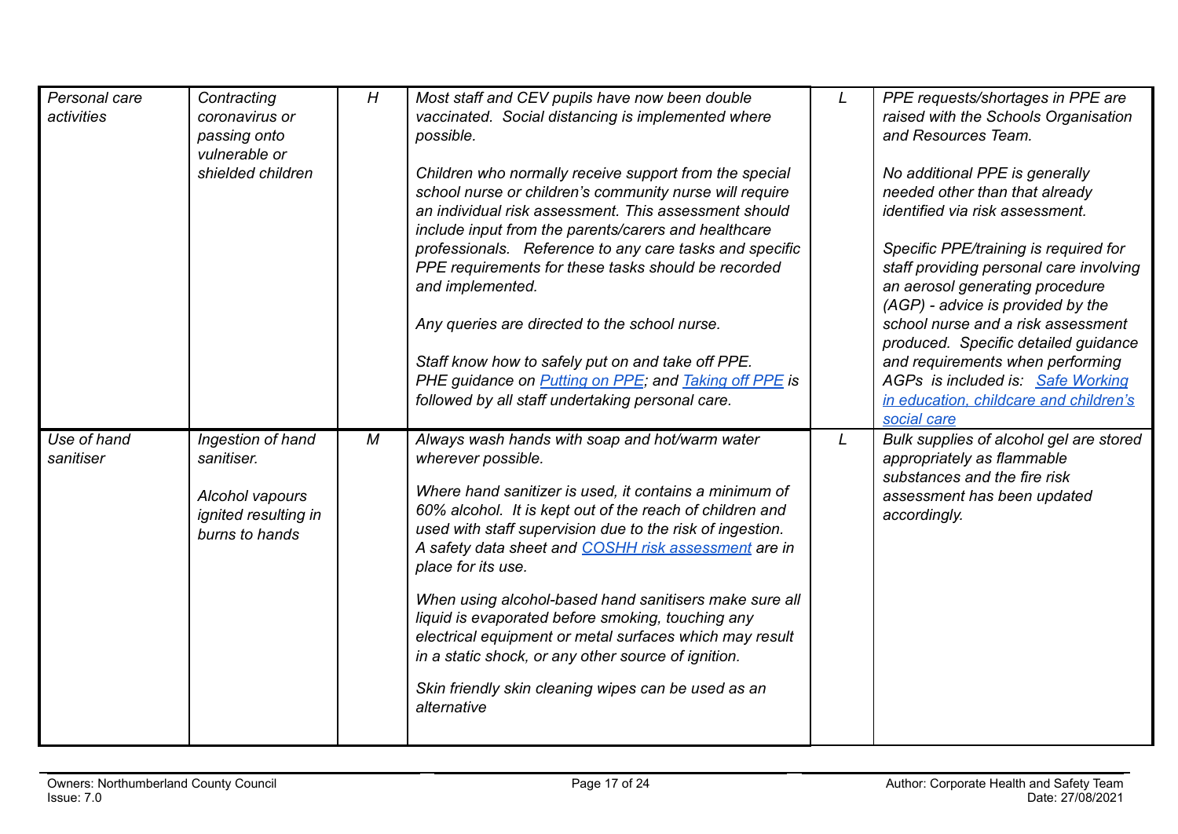| *Personal care activities* | *Contracting coronavirus or passing onto vulnerable or shielded children* | *H* | *Most staff and CEV pupils have now been double vaccinated. Social distancing is implemented where possible.*<br><br>*Children who normally receive support from the special school nurse or children's community nurse will require an individual risk assessment. This assessment should include input from the parents/carers and healthcare professionals. Reference to any care tasks and specific PPE requirements for these tasks should be recorded and implemented.*<br><br>*Any queries are directed to the school nurse.*<br><br>*Staff know how to safely put on and take off PPE. PHE guidance on Putting on PPE; and Taking off PPE is followed by all staff undertaking personal care.* | *L* | *PPE requests/shortages in PPE are raised with the Schools Organisation and Resources Team.*<br><br>*No additional PPE is generally needed other than that already identified via risk assessment.*<br><br>*Specific PPE/training is required for staff providing personal care involving an aerosol generating procedure (AGP) - advice is provided by the school nurse and a risk assessment produced. Specific detailed guidance and requirements when performing AGPs is included is: Safe Working in education, childcare and children's social care* |
|---|---|---|---|---|---|
| *Use of hand sanitiser* | *Ingestion of hand sanitiser.*<br><br>*Alcohol vapours ignited resulting in burns to hands* | *M* | *Always wash hands with soap and hot/warm water wherever possible.*<br><br>*Where hand sanitizer is used, it contains a minimum of 60% alcohol. It is kept out of the reach of children and used with staff supervision due to the risk of ingestion. A safety data sheet and COSHH risk assessment are in place for its use.*<br><br>*When using alcohol-based hand sanitisers make sure all liquid is evaporated before smoking, touching any electrical equipment or metal surfaces which may result in a static shock, or any other source of ignition.*<br><br>*Skin friendly skin cleaning wipes can be used as an alternative* | *L* | *Bulk supplies of alcohol gel are stored appropriately as flammable substances and the fire risk assessment has been updated accordingly.* |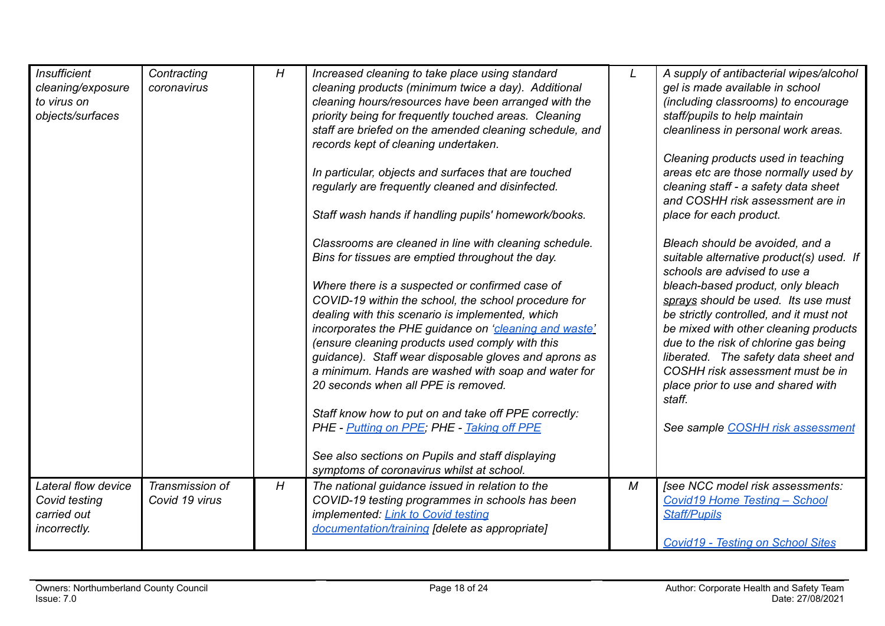| | | | | | |
|---|---|---|---|---|---|
| *Insufficient cleaning/exposure to virus on objects/surfaces* | *Contracting coronavirus* | *H* | *Increased cleaning to take place using standard cleaning products (minimum twice a day). Additional cleaning hours/resources have been arranged with the priority being for frequently touched areas. Cleaning staff are briefed on the amended cleaning schedule, and records kept of cleaning undertaken.*<br><br>*In particular, objects and surfaces that are touched regularly are frequently cleaned and disinfected.*<br><br>*Staff wash hands if handling pupils' homework/books.*<br><br>*Classrooms are cleaned in line with cleaning schedule. Bins for tissues are emptied throughout the day.*<br><br>*Where there is a suspected or confirmed case of COVID-19 within the school, the school procedure for dealing with this scenario is implemented, which incorporates the PHE guidance on 'cleaning and waste' (ensure cleaning products used comply with this guidance). Staff wear disposable gloves and aprons as a minimum. Hands are washed with soap and water for 20 seconds when all PPE is removed.*<br><br>*Staff know how to put on and take off PPE correctly: PHE - Putting on PPE; PHE - Taking off PPE*<br><br>*See also sections on Pupils and staff displaying symptoms of coronavirus whilst at school.* | *L* | *A supply of antibacterial wipes/alcohol gel is made available in school (including classrooms) to encourage staff/pupils to help maintain cleanliness in personal work areas.*<br><br>*Cleaning products used in teaching areas etc are those normally used by cleaning staff - a safety data sheet and COSHH risk assessment are in place for each product.*<br><br>*Bleach should be avoided, and a suitable alternative product(s) used. If schools are advised to use a bleach-based product, only bleach sprays should be used. Its use must be strictly controlled, and it must not be mixed with other cleaning products due to the risk of chlorine gas being liberated. The safety data sheet and COSHH risk assessment must be in place prior to use and shared with staff.*<br><br>*See sample COSHH risk assessment* |
| *Lateral flow device Covid testing carried out incorrectly.* | *Transmission of Covid 19 virus* | *H* | *The national guidance issued in relation to the COVID-19 testing programmes in schools has been implemented: Link to Covid testing documentation/training [delete as appropriate]* | *M* | *[see NCC model risk assessments: Covid19 Home Testing – School Staff/Pupils*<br><br>*Covid19 - Testing on School Sites* |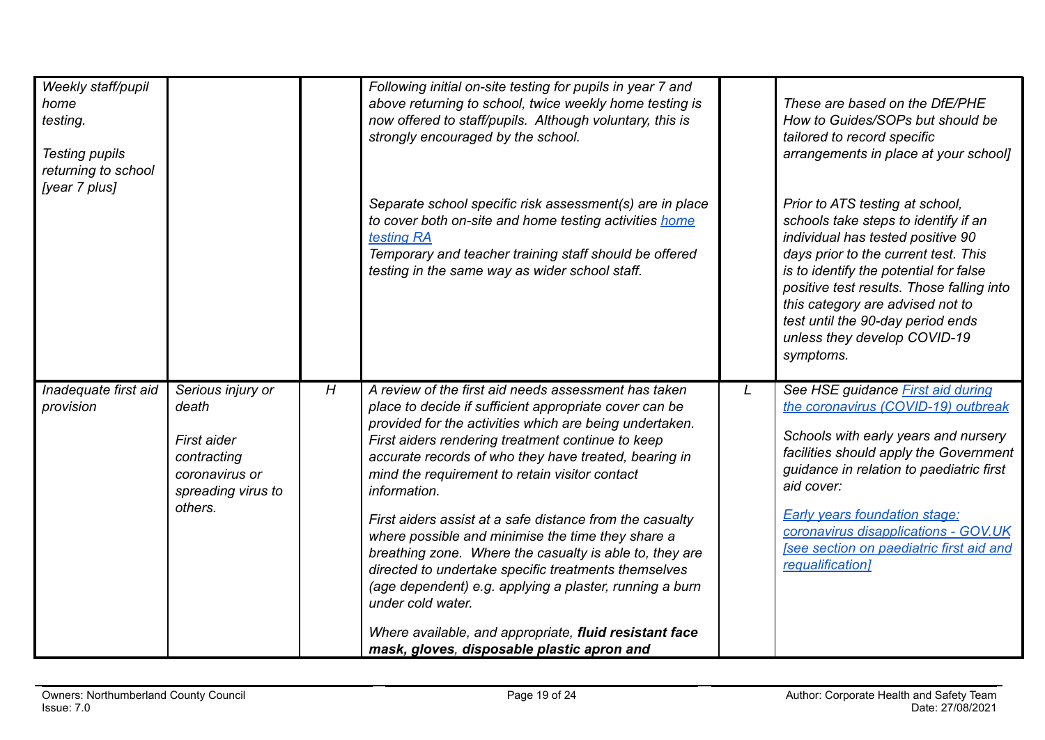| | | | | | |
|---|---|---|---|---|---|
| *Weekly staff/pupil home testing.*<br><br>*Testing pupils returning to school [year 7 plus]* | | | *Following initial on-site testing for pupils in year 7 and above returning to school, twice weekly home testing is now offered to staff/pupils. Although voluntary, this is strongly encouraged by the school.*<br><br>*Separate school specific risk assessment(s) are in place to cover both on-site and home testing activities [home testing RA](#)*<br>*Temporary and teacher training staff should be offered testing in the same way as wider school staff.* | | *These are based on the DfE/PHE How to Guides/SOPs but should be tailored to record specific arrangements in place at your school]*<br><br>*Prior to ATS testing at school, schools take steps to identify if an individual has tested positive 90 days prior to the current test. This is to identify the potential for false positive test results. Those falling into this category are advised not to test until the 90-day period ends unless they develop COVID-19 symptoms.* |
| *Inadequate first aid provision* | *Serious injury or death*<br><br>*First aider contracting coronavirus or spreading virus to others.* | *H* | *A review of the first aid needs assessment has taken place to decide if sufficient appropriate cover can be provided for the activities which are being undertaken. First aiders rendering treatment continue to keep accurate records of who they have treated, bearing in mind the requirement to retain visitor contact information.*<br><br>*First aiders assist at a safe distance from the casualty where possible and minimise the time they share a breathing zone. Where the casualty is able to, they are directed to undertake specific treatments themselves (age dependent) e.g. applying a plaster, running a burn under cold water.*<br><br>*Where available, and appropriate, **fluid resistant face mask, gloves**, **disposable plastic apron and*** | *L* | *See HSE guidance [First aid during the coronavirus (COVID-19) outbreak](#)*<br><br>*Schools with early years and nursery facilities should apply the Government guidance in relation to paediatric first aid cover:*<br><br>*[Early years foundation stage: coronavirus disapplications - GOV.UK [see section on paediatric first aid and requalification]](#)* |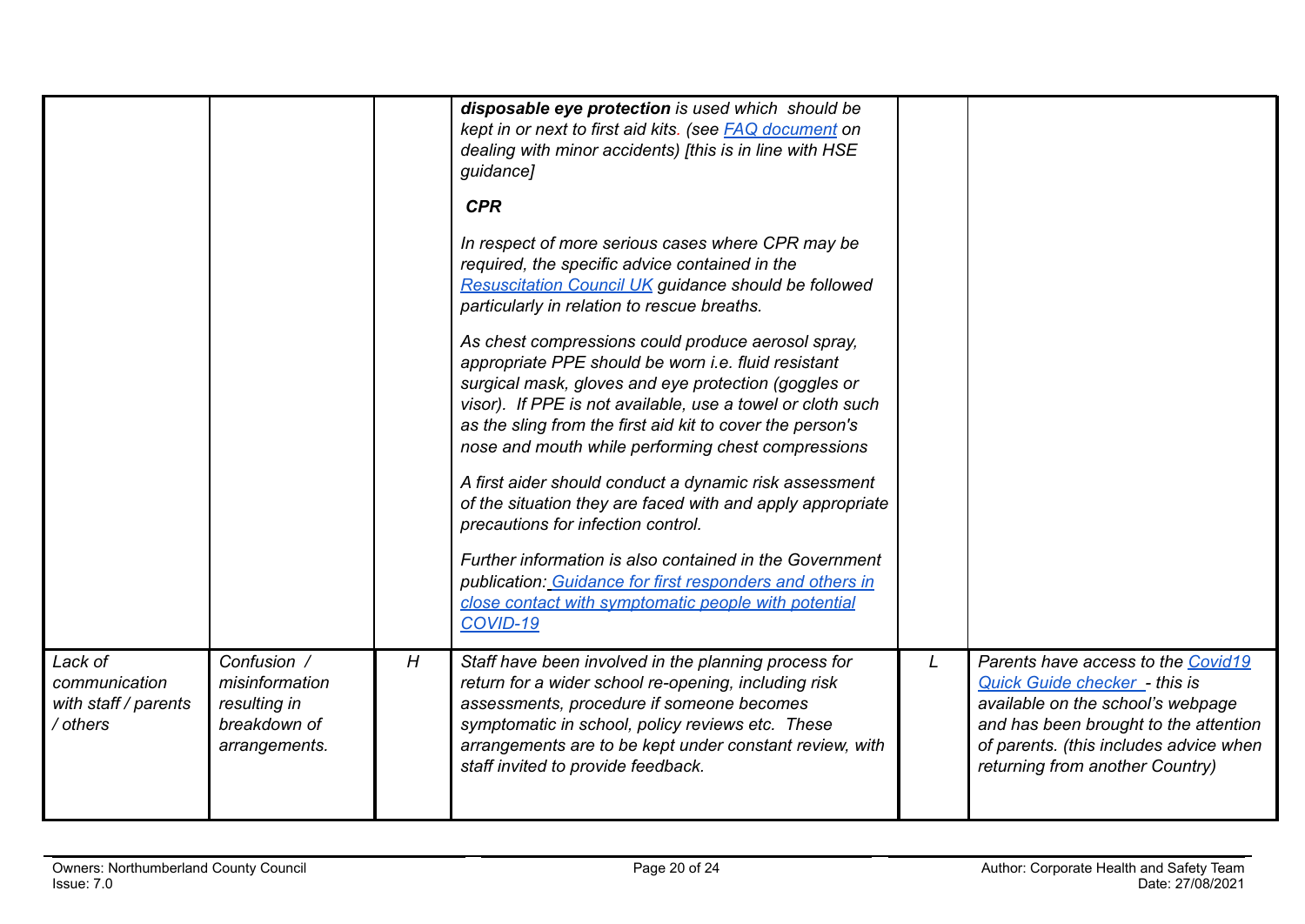| | | | | | |
|---|---|---|---|---|---|
| | | | ***disposable eye protection*** *is used which should be kept in or next to first aid kits. (see [FAQ document](#) on dealing with minor accidents) [this is in line with HSE guidance]*<br><br>***CPR***<br><br>*In respect of more serious cases where CPR may be required, the specific advice contained in the [Resuscitation Council UK](#) guidance should be followed particularly in relation to rescue breaths.*<br><br>*As chest compressions could produce aerosol spray, appropriate PPE should be worn i.e. fluid resistant surgical mask, gloves and eye protection (goggles or visor). If PPE is not available, use a towel or cloth such as the sling from the first aid kit to cover the person's nose and mouth while performing chest compressions*<br><br>*A first aider should conduct a dynamic risk assessment of the situation they are faced with and apply appropriate precautions for infection control.*<br><br>*Further information is also contained in the Government publication: [Guidance for first responders and others in close contact with symptomatic people with potential COVID-19](#)* | | |
| *Lack of communication with staff / parents / others* | *Confusion / misinformation resulting in breakdown of arrangements.* | *H* | *Staff have been involved in the planning process for return for a wider school re-opening, including risk assessments, procedure if someone becomes symptomatic in school, policy reviews etc. These arrangements are to be kept under constant review, with staff invited to provide feedback.* | *L* | *Parents have access to the [Covid19 Quick Guide checker](#) - this is available on the school's webpage and has been brought to the attention of parents. (this includes advice when returning from another Country)* |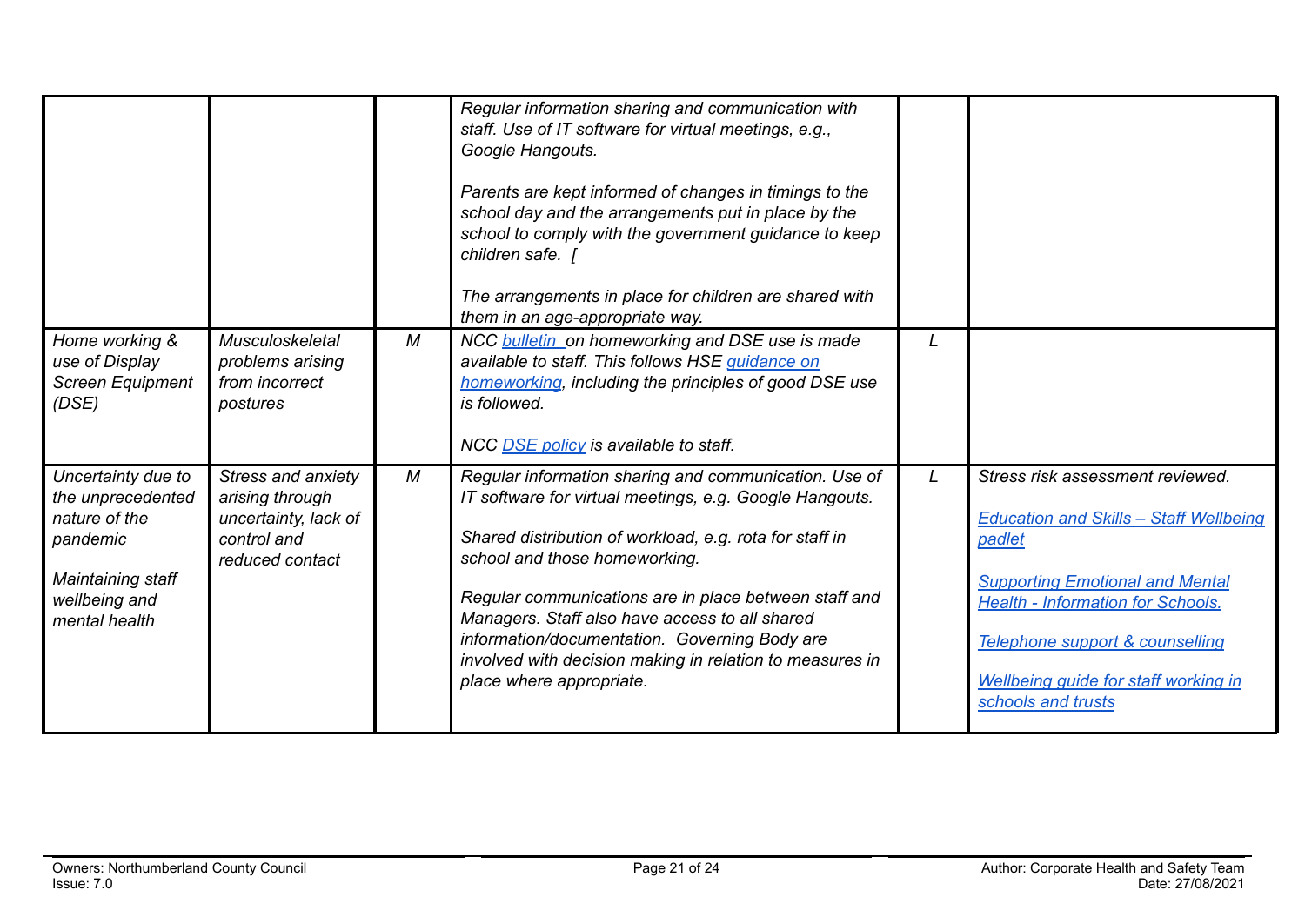| | | | | | |
|---|---|---|---|---|---|
| | | | *Regular information sharing and communication with staff. Use of IT software for virtual meetings, e.g., Google Hangouts.*<br><br>*Parents are kept informed of changes in timings to the school day and the arrangements put in place by the school to comply with the government guidance to keep children safe. [*<br><br>*The arrangements in place for children are shared with them in an age-appropriate way.* | | |
| *Home working & use of Display Screen Equipment (DSE)* | *Musculoskeletal problems arising from incorrect postures* | *M* | *NCC bulletin on homeworking and DSE use is made available to staff. This follows HSE guidance on homeworking, including the principles of good DSE use is followed.*<br><br>*NCC DSE policy is available to staff.* | *L* | |
| *Uncertainty due to the unprecedented nature of the pandemic*<br><br>*Maintaining staff wellbeing and mental health* | *Stress and anxiety arising through uncertainty, lack of control and reduced contact* | *M* | *Regular information sharing and communication. Use of IT software for virtual meetings, e.g. Google Hangouts.*<br><br>*Shared distribution of workload, e.g. rota for staff in school and those homeworking.*<br><br>*Regular communications are in place between staff and Managers. Staff also have access to all shared information/documentation. Governing Body are involved with decision making in relation to measures in place where appropriate.* | *L* | *Stress risk assessment reviewed.*<br><br>*Education and Skills – Staff Wellbeing padlet*<br><br>*Supporting Emotional and Mental Health - Information for Schools.*<br><br>*Telephone support & counselling*<br><br>*Wellbeing guide for staff working in schools and trusts* |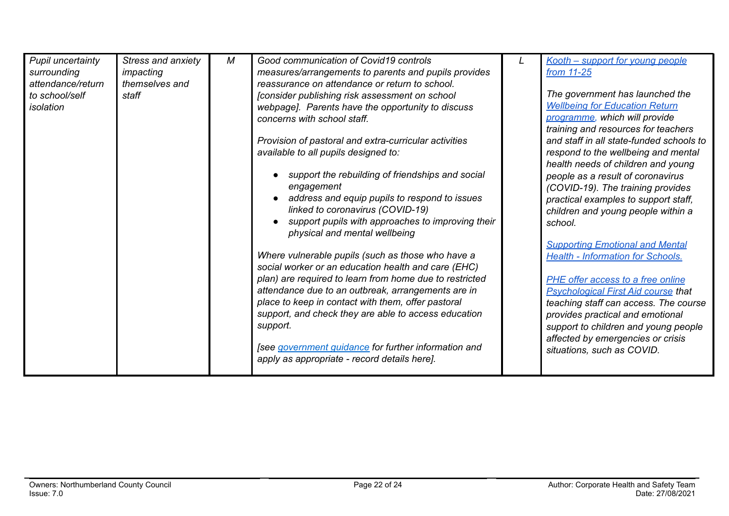| | | | | | |
|---|---|---|---|---|---|
| *Pupil uncertainty surrounding attendance/return to school/self isolation* | *Stress and anxiety impacting themselves and staff* | *M* | *Good communication of Covid19 controls measures/arrangements to parents and pupils provides reassurance on attendance or return to school. [consider publishing risk assessment on school webpage]. Parents have the opportunity to discuss concerns with school staff.*<br><br>*Provision of pastoral and extra-curricular activities available to all pupils designed to:*<br><br>• *support the rebuilding of friendships and social engagement*<br>• *address and equip pupils to respond to issues linked to coronavirus (COVID-19)*<br>• *support pupils with approaches to improving their physical and mental wellbeing*<br><br>*Where vulnerable pupils (such as those who have a social worker or an education health and care (EHC) plan) are required to learn from home due to restricted attendance due to an outbreak, arrangements are in place to keep in contact with them, offer pastoral support, and check they are able to access education support.*<br><br>*[see government guidance for further information and apply as appropriate - record details here].* | *L* | *Kooth – support for young people from 11-25*<br><br>*The government has launched the Wellbeing for Education Return programme, which will provide training and resources for teachers and staff in all state-funded schools to respond to the wellbeing and mental health needs of children and young people as a result of coronavirus (COVID-19). The training provides practical examples to support staff, children and young people within a school.*<br><br>*Supporting Emotional and Mental Health - Information for Schools.*<br><br>*PHE offer access to a free online Psychological First Aid course that teaching staff can access. The course provides practical and emotional support to children and young people affected by emergencies or crisis situations, such as COVID.* |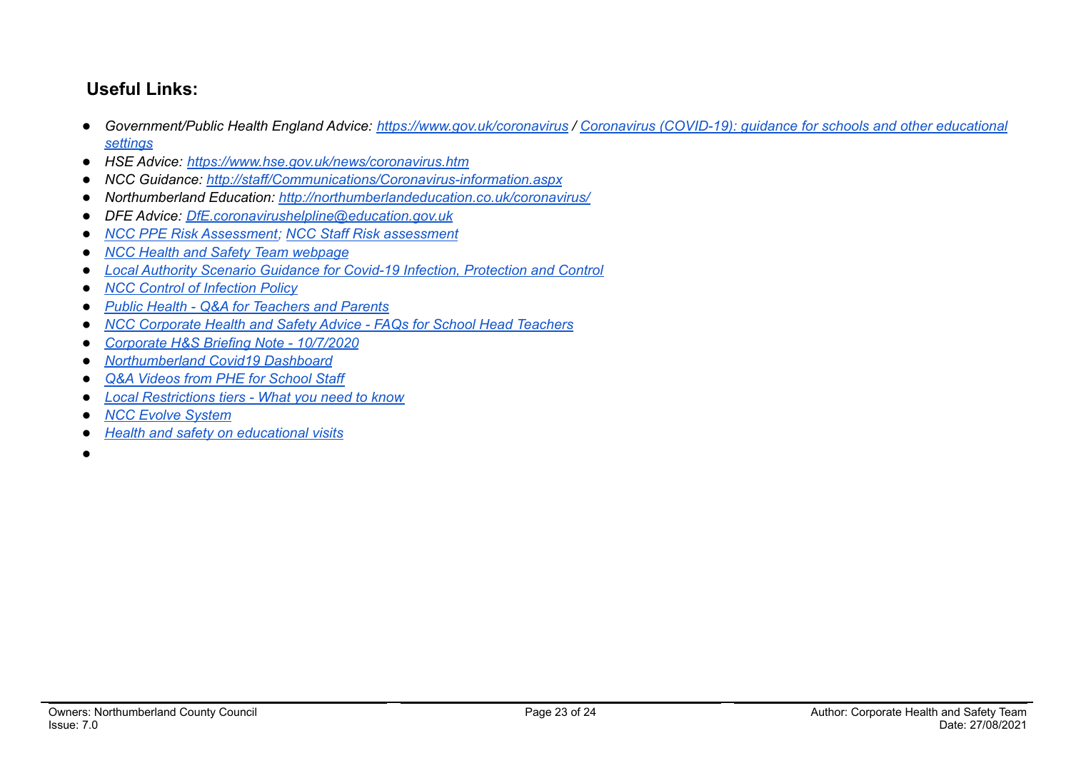## Useful Links:

- *Government/Public Health England Advice: https://www.gov.uk/coronavirus / Coronavirus (COVID-19): guidance for schools and other educational settings*
- *HSE Advice: https://www.hse.gov.uk/news/coronavirus.htm*
- *NCC Guidance: http://staff/Communications/Coronavirus-information.aspx*
- *Northumberland Education: http://northumberlandeducation.co.uk/coronavirus/*
- *DFE Advice: DfE.coronavirushelpline@education.gov.uk*
- *NCC PPE Risk Assessment; NCC Staff Risk assessment*
- *NCC Health and Safety Team webpage*
- *Local Authority Scenario Guidance for Covid-19 Infection, Protection and Control*
- *NCC Control of Infection Policy*
- *Public Health - Q&A for Teachers and Parents*
- *NCC Corporate Health and Safety Advice - FAQs for School Head Teachers*
- *Corporate H&S Briefing Note - 10/7/2020*
- *Northumberland Covid19 Dashboard*
- *Q&A Videos from PHE for School Staff*
- *Local Restrictions tiers - What you need to know*
- *NCC Evolve System*
- *Health and safety on educational visits*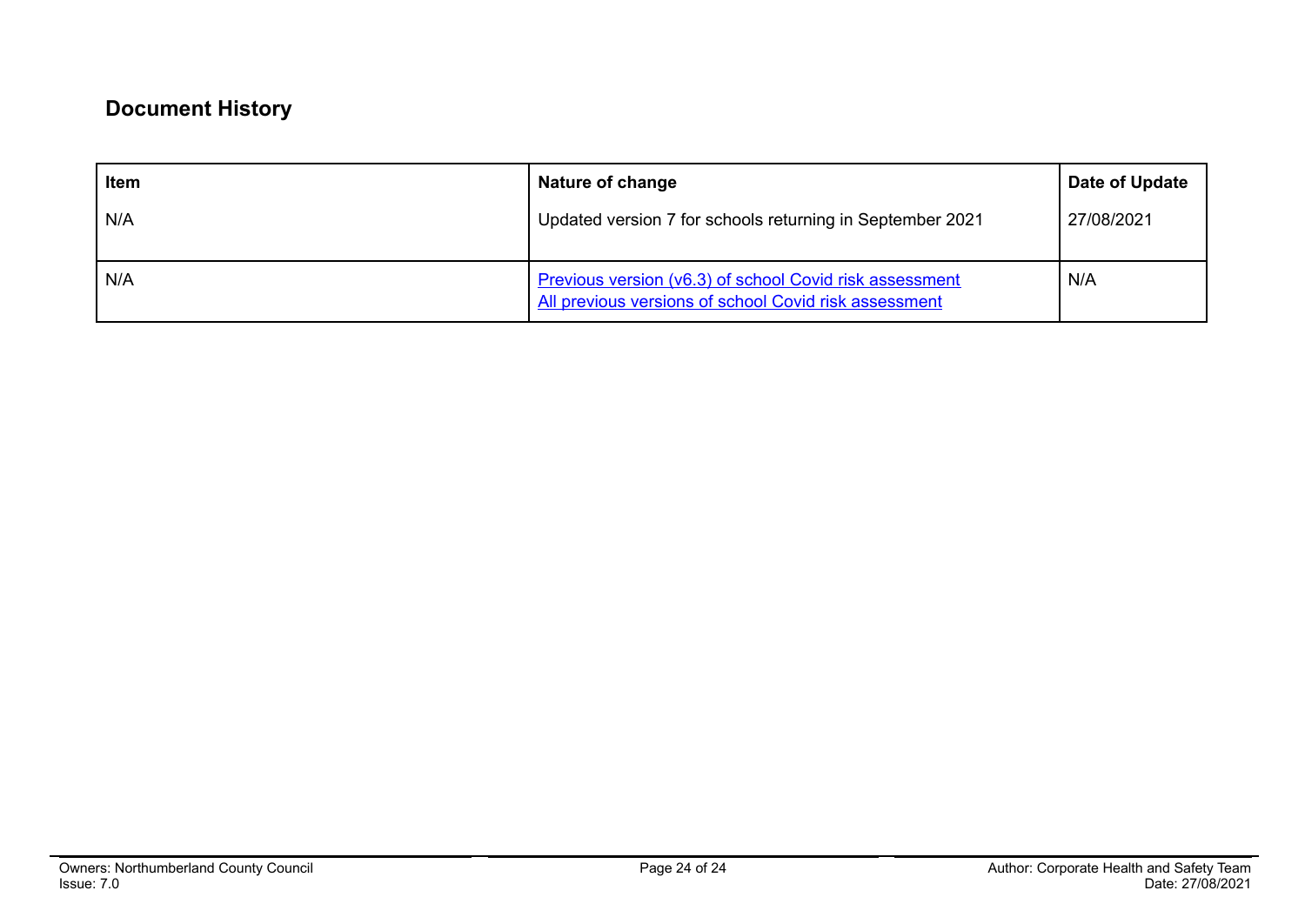## Document History

| Item | Nature of change | Date of Update |
|---|---|---|
| N/A | Updated version 7 for schools returning in September 2021 | 27/08/2021 |
| N/A | Previous version (v6.3) of school Covid risk assessment<br>All previous versions of school Covid risk assessment | N/A |